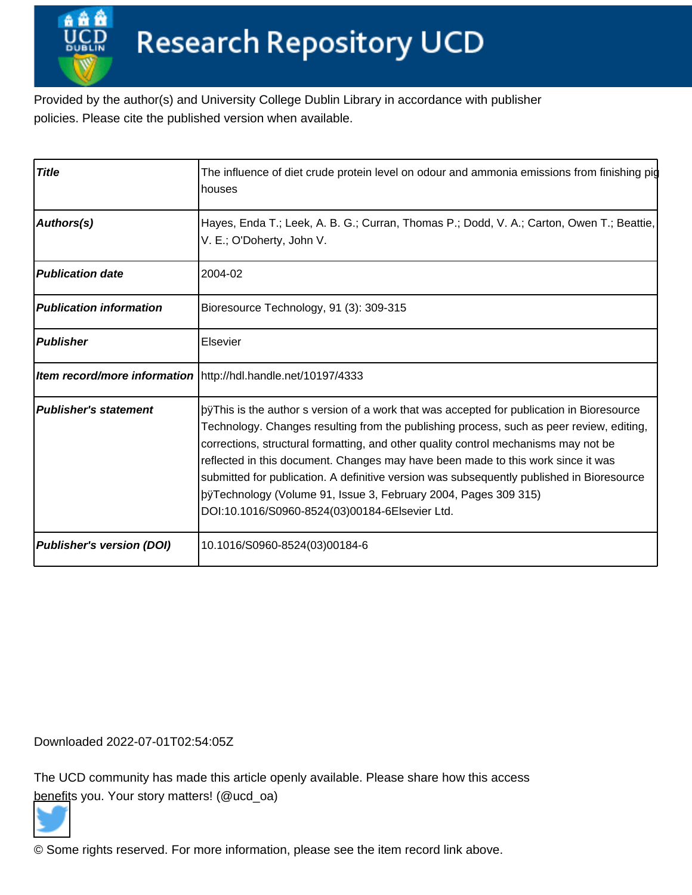# Research Repository UCD

Provided by the author(s) and University College Dublin Library in accordance with publisher policies. Please cite the published version when available.

| Title | The influence of diet crude protein level on odour and ammonia emissions from finishing pig houses |
|---|---|
| Authors(s) | Hayes, Enda T.; Leek, A. B. G.; Curran, Thomas P.; Dodd, V. A.; Carton, Owen T.; Beattie, V. E.; O'Doherty, John V. |
| Publication date | 2004-02 |
| Publication information | Bioresource Technology, 91 (3): 309-315 |
| Publisher | Elsevier |
| Item record/more information | http://hdl.handle.net/10197/4333 |
| Publisher's statement | þÿThis is the author s version of a work that was accepted for publication in Bioresource Technology. Changes resulting from the publishing process, such as peer review, editing, corrections, structural formatting, and other quality control mechanisms may not be reflected in this document. Changes may have been made to this work since it was submitted for publication. A definitive version was subsequently published in Bioresource þÿTechnology (Volume 91, Issue 3, February 2004, Pages 309 315) DOI:10.1016/S0960-8524(03)00184-6Elsevier Ltd. |
| Publisher's version (DOI) | 10.1016/S0960-8524(03)00184-6 |

Downloaded 2022-07-01T02:54:05Z

The UCD community has made this article openly available. Please share how this access benefits you. Your story matters! (@ucd_oa)

© Some rights reserved. For more information, please see the item record link above.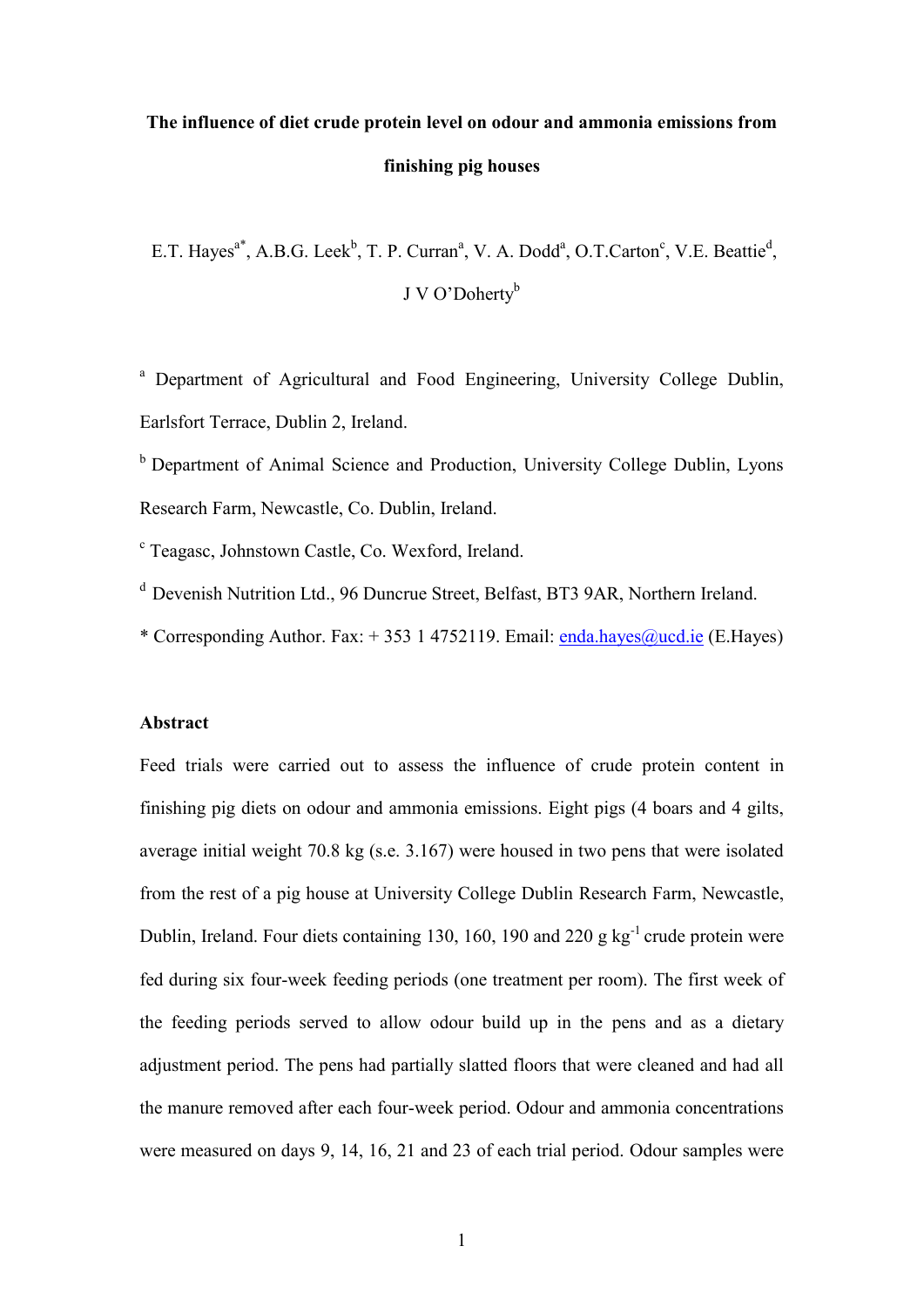**The influence of diet crude protein level on odour and ammonia emissions from finishing pig houses**

E.T. Hayes[a*], A.B.G. Leek[b], T. P. Curran[a], V. A. Dodd[a], O.T.Carton[c], V.E. Beattie[d], J V O'Doherty[b]

[a] Department of Agricultural and Food Engineering, University College Dublin, Earlsfort Terrace, Dublin 2, Ireland.

[b] Department of Animal Science and Production, University College Dublin, Lyons Research Farm, Newcastle, Co. Dublin, Ireland.

[c] Teagasc, Johnstown Castle, Co. Wexford, Ireland.

[d] Devenish Nutrition Ltd., 96 Duncrue Street, Belfast, BT3 9AR, Northern Ireland.

\* Corresponding Author. Fax: + 353 1 4752119. Email: enda.hayes@ucd.ie (E.Hayes)

**Abstract**

Feed trials were carried out to assess the influence of crude protein content in finishing pig diets on odour and ammonia emissions. Eight pigs (4 boars and 4 gilts, average initial weight 70.8 kg (s.e. 3.167) were housed in two pens that were isolated from the rest of a pig house at University College Dublin Research Farm, Newcastle, Dublin, Ireland. Four diets containing 130, 160, 190 and 220 g kg$^{-1}$ crude protein were fed during six four-week feeding periods (one treatment per room). The first week of the feeding periods served to allow odour build up in the pens and as a dietary adjustment period. The pens had partially slatted floors that were cleaned and had all the manure removed after each four-week period. Odour and ammonia concentrations were measured on days 9, 14, 16, 21 and 23 of each trial period. Odour samples were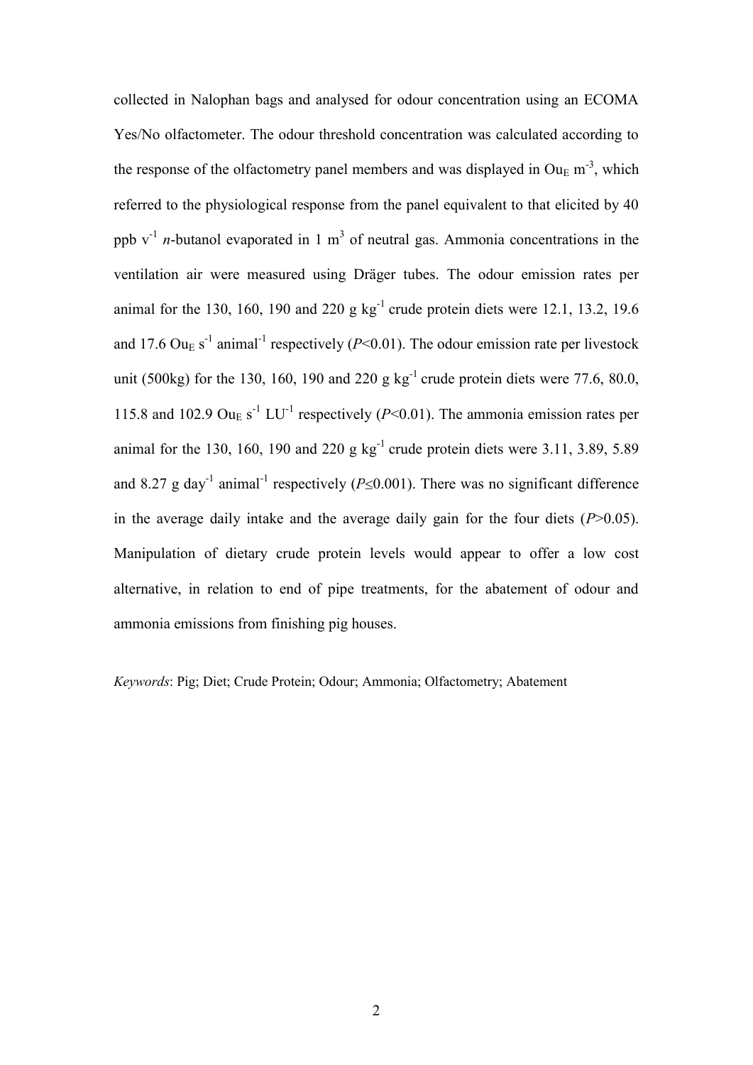collected in Nalophan bags and analysed for odour concentration using an ECOMA Yes/No olfactometer. The odour threshold concentration was calculated according to the response of the olfactometry panel members and was displayed in $Ou_E$ $m^{-3}$, which referred to the physiological response from the panel equivalent to that elicited by 40 ppb $v^{-1}$ *n*-butanol evaporated in 1 $m^3$ of neutral gas. Ammonia concentrations in the ventilation air were measured using Dräger tubes. The odour emission rates per animal for the 130, 160, 190 and 220 g $kg^{-1}$ crude protein diets were 12.1, 13.2, 19.6 and 17.6 $Ou_E$ $s^{-1}$ $animal^{-1}$ respectively ($P<0.01$). The odour emission rate per livestock unit (500kg) for the 130, 160, 190 and 220 g $kg^{-1}$ crude protein diets were 77.6, 80.0, 115.8 and 102.9 $Ou_E$ $s^{-1}$ $LU^{-1}$ respectively ($P<0.01$). The ammonia emission rates per animal for the 130, 160, 190 and 220 g $kg^{-1}$ crude protein diets were 3.11, 3.89, 5.89 and 8.27 g $day^{-1}$ $animal^{-1}$ respectively ($P\leq0.001$). There was no significant difference in the average daily intake and the average daily gain for the four diets ($P>0.05$). Manipulation of dietary crude protein levels would appear to offer a low cost alternative, in relation to end of pipe treatments, for the abatement of odour and ammonia emissions from finishing pig houses.

*Keywords*: Pig; Diet; Crude Protein; Odour; Ammonia; Olfactometry; Abatement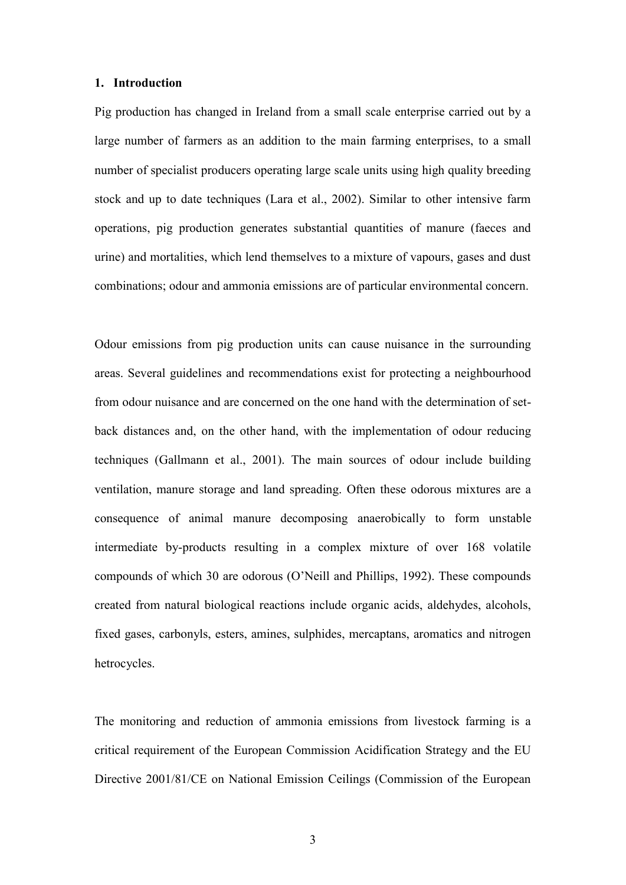## 1. Introduction

Pig production has changed in Ireland from a small scale enterprise carried out by a large number of farmers as an addition to the main farming enterprises, to a small number of specialist producers operating large scale units using high quality breeding stock and up to date techniques (Lara et al., 2002). Similar to other intensive farm operations, pig production generates substantial quantities of manure (faeces and urine) and mortalities, which lend themselves to a mixture of vapours, gases and dust combinations; odour and ammonia emissions are of particular environmental concern.

Odour emissions from pig production units can cause nuisance in the surrounding areas. Several guidelines and recommendations exist for protecting a neighbourhood from odour nuisance and are concerned on the one hand with the determination of set-back distances and, on the other hand, with the implementation of odour reducing techniques (Gallmann et al., 2001). The main sources of odour include building ventilation, manure storage and land spreading. Often these odorous mixtures are a consequence of animal manure decomposing anaerobically to form unstable intermediate by-products resulting in a complex mixture of over 168 volatile compounds of which 30 are odorous (O'Neill and Phillips, 1992). These compounds created from natural biological reactions include organic acids, aldehydes, alcohols, fixed gases, carbonyls, esters, amines, sulphides, mercaptans, aromatics and nitrogen hetrocycles.

The monitoring and reduction of ammonia emissions from livestock farming is a critical requirement of the European Commission Acidification Strategy and the EU Directive 2001/81/CE on National Emission Ceilings (Commission of the European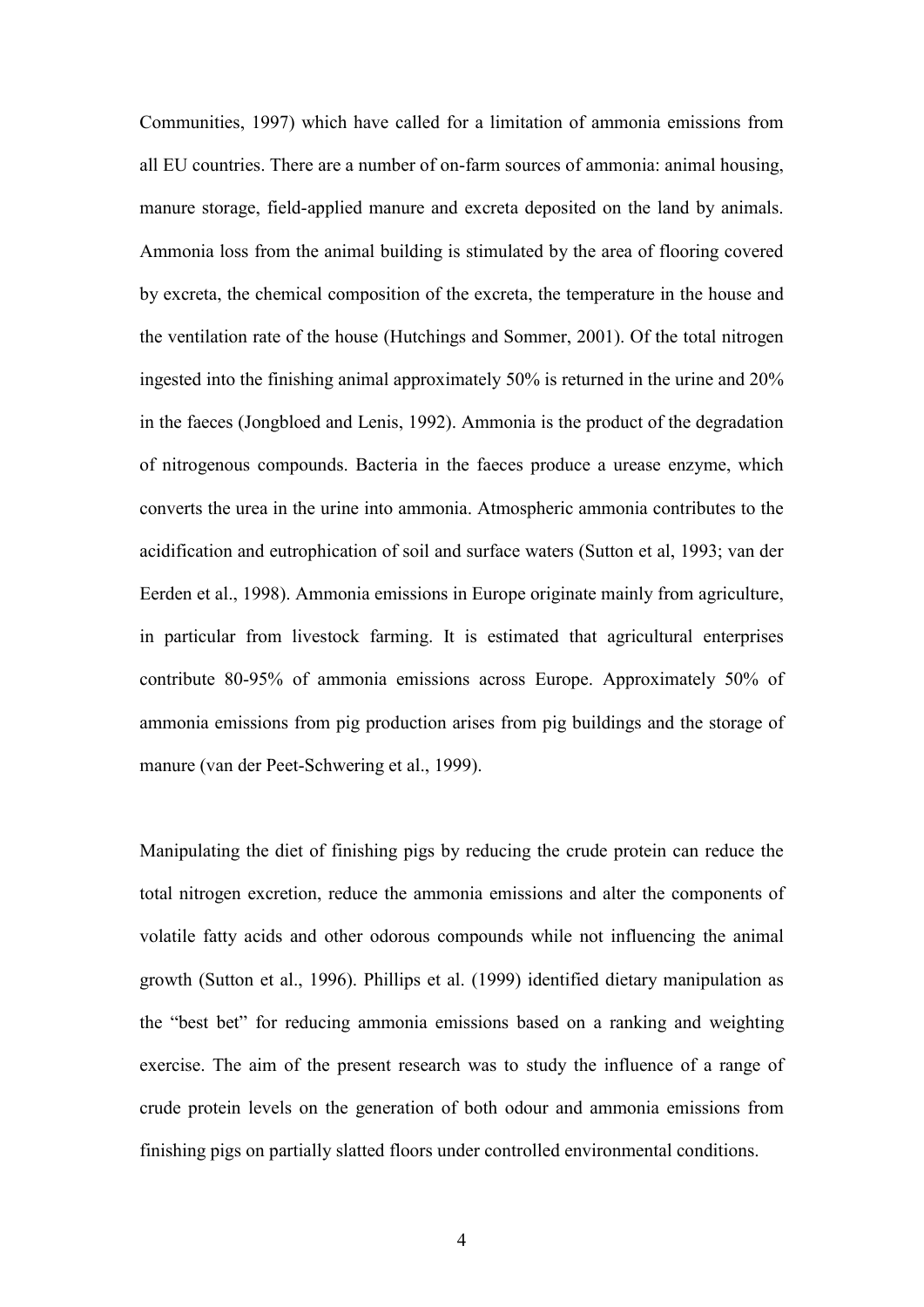Communities, 1997) which have called for a limitation of ammonia emissions from all EU countries. There are a number of on-farm sources of ammonia: animal housing, manure storage, field-applied manure and excreta deposited on the land by animals. Ammonia loss from the animal building is stimulated by the area of flooring covered by excreta, the chemical composition of the excreta, the temperature in the house and the ventilation rate of the house (Hutchings and Sommer, 2001). Of the total nitrogen ingested into the finishing animal approximately 50% is returned in the urine and 20% in the faeces (Jongbloed and Lenis, 1992). Ammonia is the product of the degradation of nitrogenous compounds. Bacteria in the faeces produce a urease enzyme, which converts the urea in the urine into ammonia. Atmospheric ammonia contributes to the acidification and eutrophication of soil and surface waters (Sutton et al, 1993; van der Eerden et al., 1998). Ammonia emissions in Europe originate mainly from agriculture, in particular from livestock farming. It is estimated that agricultural enterprises contribute 80-95% of ammonia emissions across Europe. Approximately 50% of ammonia emissions from pig production arises from pig buildings and the storage of manure (van der Peet-Schwering et al., 1999).

Manipulating the diet of finishing pigs by reducing the crude protein can reduce the total nitrogen excretion, reduce the ammonia emissions and alter the components of volatile fatty acids and other odorous compounds while not influencing the animal growth (Sutton et al., 1996). Phillips et al. (1999) identified dietary manipulation as the "best bet" for reducing ammonia emissions based on a ranking and weighting exercise. The aim of the present research was to study the influence of a range of crude protein levels on the generation of both odour and ammonia emissions from finishing pigs on partially slatted floors under controlled environmental conditions.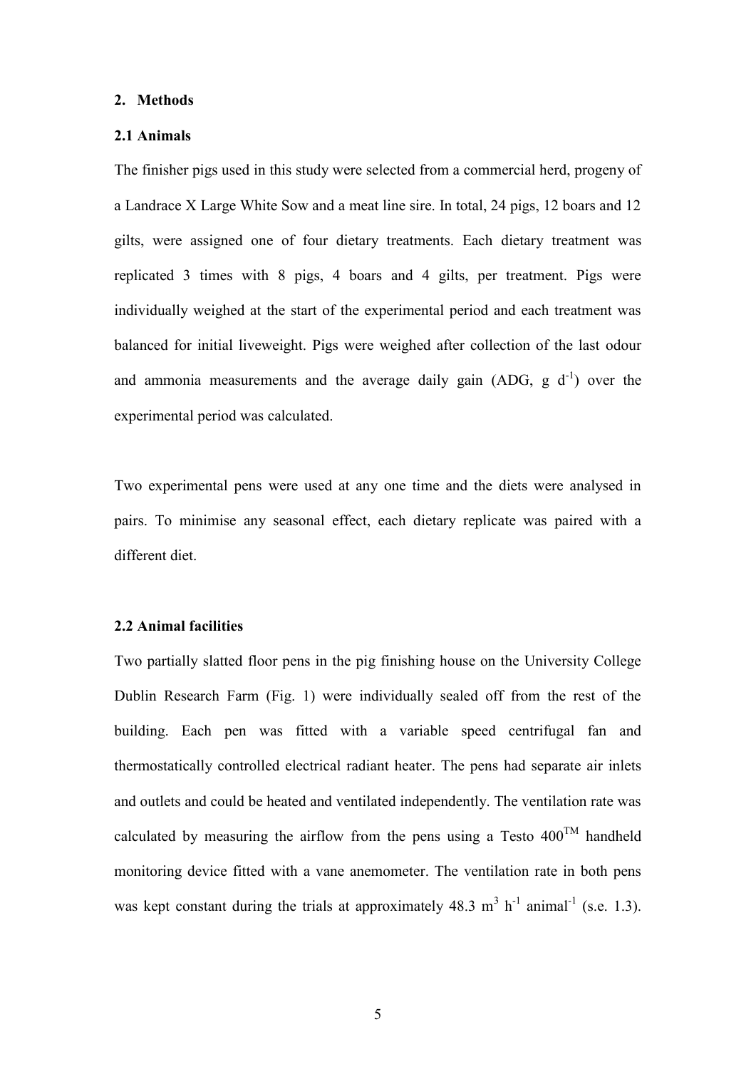## 2. Methods

### 2.1 Animals

The finisher pigs used in this study were selected from a commercial herd, progeny of a Landrace X Large White Sow and a meat line sire. In total, 24 pigs, 12 boars and 12 gilts, were assigned one of four dietary treatments. Each dietary treatment was replicated 3 times with 8 pigs, 4 boars and 4 gilts, per treatment. Pigs were individually weighed at the start of the experimental period and each treatment was balanced for initial liveweight. Pigs were weighed after collection of the last odour and ammonia measurements and the average daily gain (ADG, g $d^{-1}$) over the experimental period was calculated.

Two experimental pens were used at any one time and the diets were analysed in pairs. To minimise any seasonal effect, each dietary replicate was paired with a different diet.

### 2.2 Animal facilities

Two partially slatted floor pens in the pig finishing house on the University College Dublin Research Farm (Fig. 1) were individually sealed off from the rest of the building. Each pen was fitted with a variable speed centrifugal fan and thermostatically controlled electrical radiant heater. The pens had separate air inlets and outlets and could be heated and ventilated independently. The ventilation rate was calculated by measuring the airflow from the pens using a Testo 400™ handheld monitoring device fitted with a vane anemometer. The ventilation rate in both pens was kept constant during the trials at approximately 48.3 $m^3$ $h^{-1}$ $animal^{-1}$ (s.e. 1.3).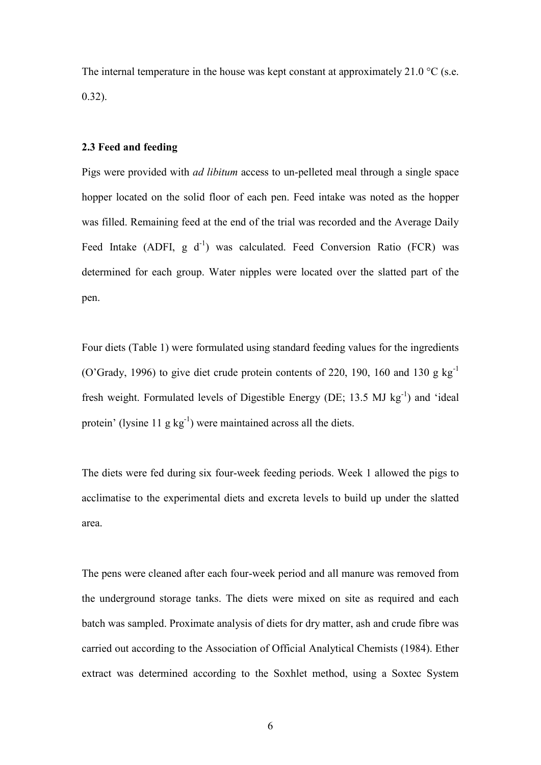The internal temperature in the house was kept constant at approximately 21.0 °C (s.e. 0.32).

### 2.3 Feed and feeding

Pigs were provided with *ad libitum* access to un-pelleted meal through a single space hopper located on the solid floor of each pen. Feed intake was noted as the hopper was filled. Remaining feed at the end of the trial was recorded and the Average Daily Feed Intake (ADFI, g $d^{-1}$) was calculated. Feed Conversion Ratio (FCR) was determined for each group. Water nipples were located over the slatted part of the pen.

Four diets (Table 1) were formulated using standard feeding values for the ingredients (O'Grady, 1996) to give diet crude protein contents of 220, 190, 160 and 130 g $kg^{-1}$ fresh weight. Formulated levels of Digestible Energy (DE; 13.5 MJ $kg^{-1}$) and 'ideal protein' (lysine 11 g $kg^{-1}$) were maintained across all the diets.

The diets were fed during six four-week feeding periods. Week 1 allowed the pigs to acclimatise to the experimental diets and excreta levels to build up under the slatted area.

The pens were cleaned after each four-week period and all manure was removed from the underground storage tanks. The diets were mixed on site as required and each batch was sampled. Proximate analysis of diets for dry matter, ash and crude fibre was carried out according to the Association of Official Analytical Chemists (1984). Ether extract was determined according to the Soxhlet method, using a Soxtec System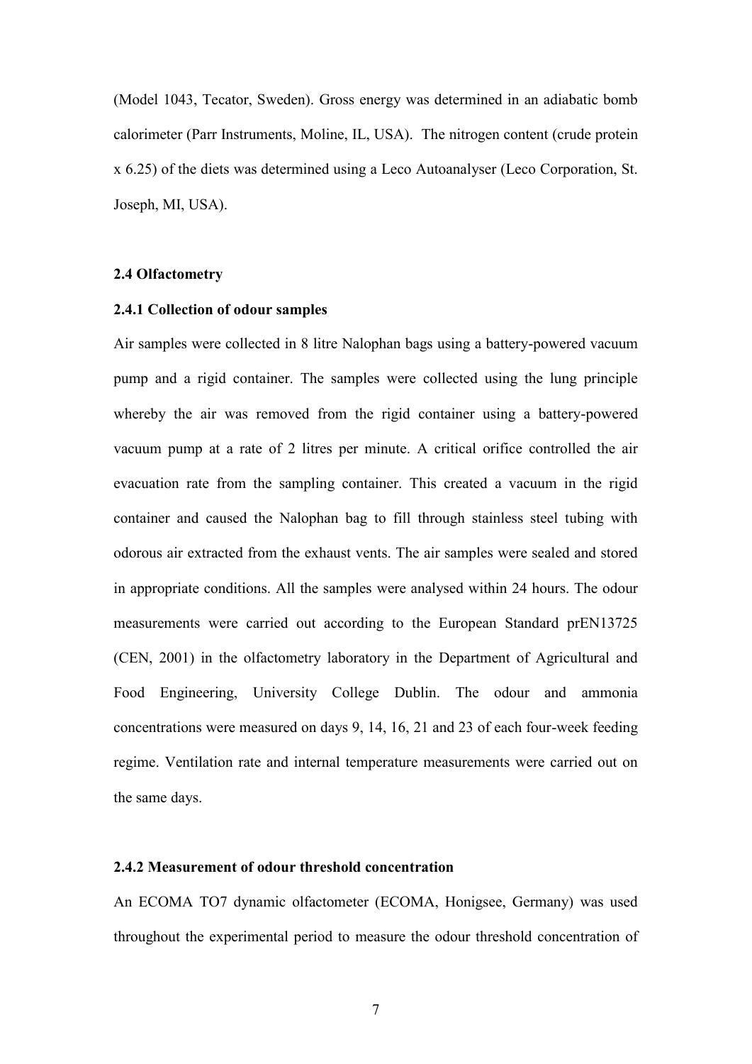(Model 1043, Tecator, Sweden). Gross energy was determined in an adiabatic bomb calorimeter (Parr Instruments, Moline, IL, USA). The nitrogen content (crude protein x 6.25) of the diets was determined using a Leco Autoanalyser (Leco Corporation, St. Joseph, MI, USA).

### 2.4 Olfactometry

#### 2.4.1 Collection of odour samples

Air samples were collected in 8 litre Nalophan bags using a battery-powered vacuum pump and a rigid container. The samples were collected using the lung principle whereby the air was removed from the rigid container using a battery-powered vacuum pump at a rate of 2 litres per minute. A critical orifice controlled the air evacuation rate from the sampling container. This created a vacuum in the rigid container and caused the Nalophan bag to fill through stainless steel tubing with odorous air extracted from the exhaust vents. The air samples were sealed and stored in appropriate conditions. All the samples were analysed within 24 hours. The odour measurements were carried out according to the European Standard prEN13725 (CEN, 2001) in the olfactometry laboratory in the Department of Agricultural and Food Engineering, University College Dublin. The odour and ammonia concentrations were measured on days 9, 14, 16, 21 and 23 of each four-week feeding regime. Ventilation rate and internal temperature measurements were carried out on the same days.

#### 2.4.2 Measurement of odour threshold concentration

An ECOMA TO7 dynamic olfactometer (ECOMA, Honigsee, Germany) was used throughout the experimental period to measure the odour threshold concentration of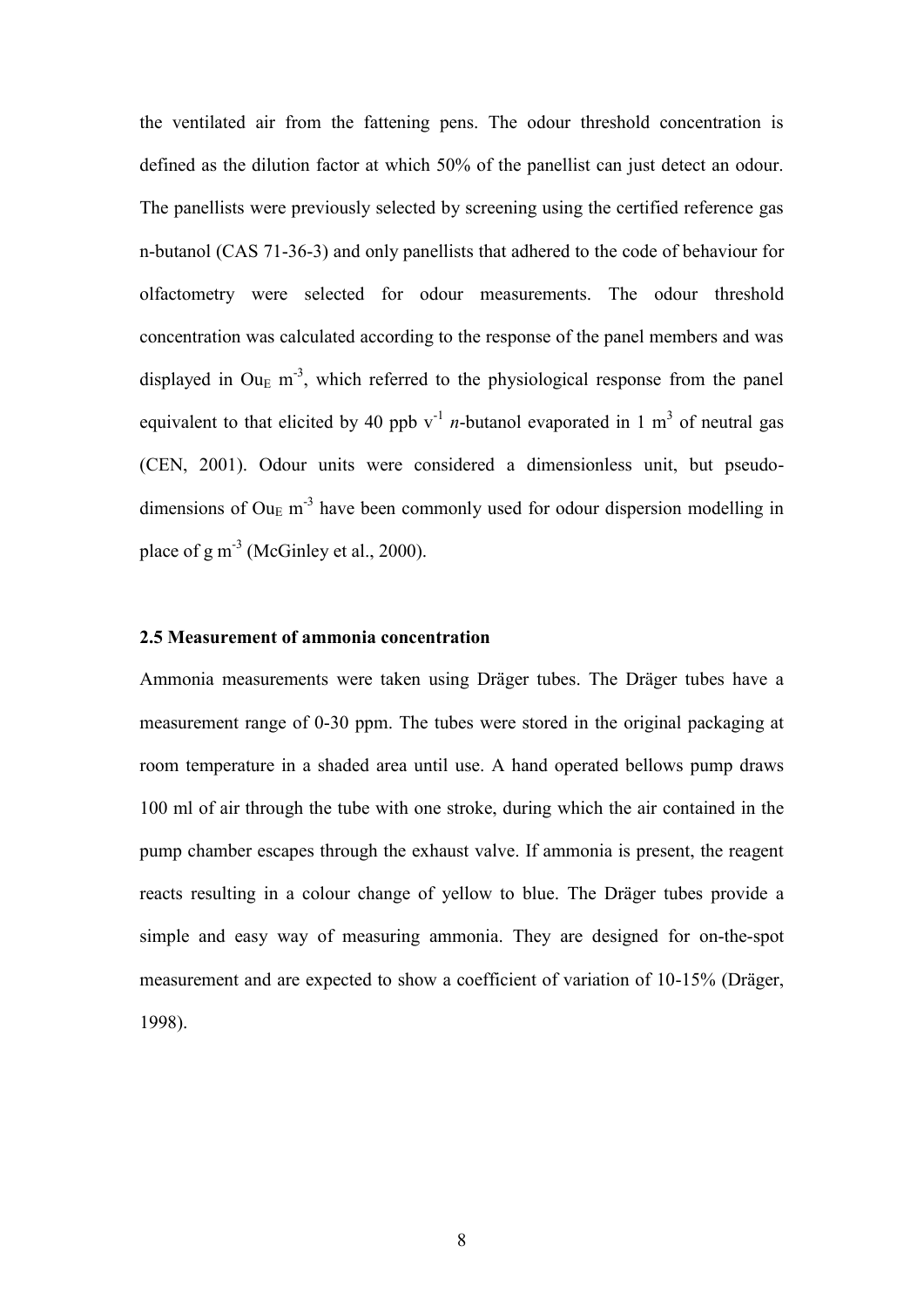the ventilated air from the fattening pens. The odour threshold concentration is defined as the dilution factor at which 50% of the panellist can just detect an odour. The panellists were previously selected by screening using the certified reference gas n-butanol (CAS 71-36-3) and only panellists that adhered to the code of behaviour for olfactometry were selected for odour measurements. The odour threshold concentration was calculated according to the response of the panel members and was displayed in $Ou_E$ $m^{-3}$, which referred to the physiological response from the panel equivalent to that elicited by 40 ppb $v^{-1}$ *n*-butanol evaporated in 1 $m^3$ of neutral gas (CEN, 2001). Odour units were considered a dimensionless unit, but pseudo-dimensions of $Ou_E$ $m^{-3}$ have been commonly used for odour dispersion modelling in place of g $m^{-3}$ (McGinley et al., 2000).

### 2.5 Measurement of ammonia concentration

Ammonia measurements were taken using Dräger tubes. The Dräger tubes have a measurement range of 0-30 ppm. The tubes were stored in the original packaging at room temperature in a shaded area until use. A hand operated bellows pump draws 100 ml of air through the tube with one stroke, during which the air contained in the pump chamber escapes through the exhaust valve. If ammonia is present, the reagent reacts resulting in a colour change of yellow to blue. The Dräger tubes provide a simple and easy way of measuring ammonia. They are designed for on-the-spot measurement and are expected to show a coefficient of variation of 10-15% (Dräger, 1998).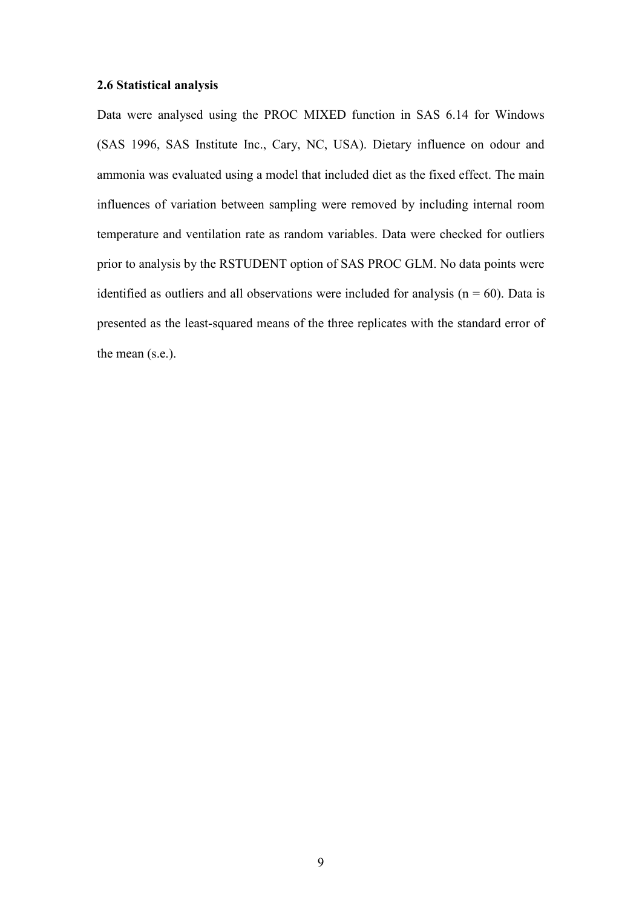### 2.6 Statistical analysis

Data were analysed using the PROC MIXED function in SAS 6.14 for Windows (SAS 1996, SAS Institute Inc., Cary, NC, USA). Dietary influence on odour and ammonia was evaluated using a model that included diet as the fixed effect. The main influences of variation between sampling were removed by including internal room temperature and ventilation rate as random variables. Data were checked for outliers prior to analysis by the RSTUDENT option of SAS PROC GLM. No data points were identified as outliers and all observations were included for analysis ($n = 60$). Data is presented as the least-squared means of the three replicates with the standard error of the mean (s.e.).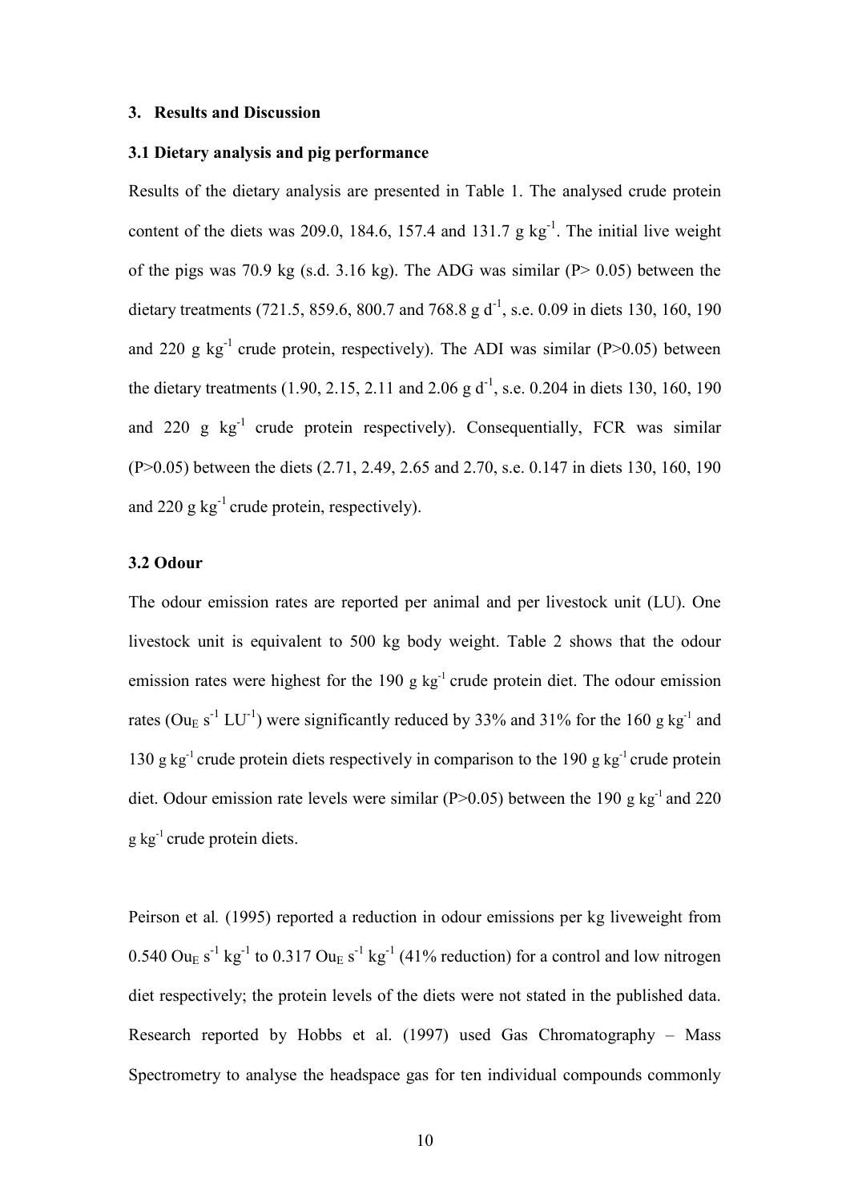## 3. Results and Discussion

### 3.1 Dietary analysis and pig performance

Results of the dietary analysis are presented in Table 1. The analysed crude protein content of the diets was 209.0, 184.6, 157.4 and 131.7 g $kg^{-1}$. The initial live weight of the pigs was 70.9 kg (s.d. 3.16 kg). The ADG was similar ($P > 0.05$) between the dietary treatments (721.5, 859.6, 800.7 and 768.8 g $d^{-1}$, s.e. 0.09 in diets 130, 160, 190 and 220 g $kg^{-1}$ crude protein, respectively). The ADI was similar ($P>0.05$) between the dietary treatments (1.90, 2.15, 2.11 and 2.06 g $d^{-1}$, s.e. 0.204 in diets 130, 160, 190 and 220 g $kg^{-1}$ crude protein respectively). Consequentially, FCR was similar ($P>0.05$) between the diets (2.71, 2.49, 2.65 and 2.70, s.e. 0.147 in diets 130, 160, 190 and 220 g $kg^{-1}$ crude protein, respectively).

### 3.2 Odour

The odour emission rates are reported per animal and per livestock unit (LU). One livestock unit is equivalent to 500 kg body weight. Table 2 shows that the odour emission rates were highest for the 190 g $kg^{-1}$ crude protein diet. The odour emission rates ($Ou_E$ $s^{-1}$ $LU^{-1}$) were significantly reduced by 33% and 31% for the 160 g $kg^{-1}$ and 130 g $kg^{-1}$ crude protein diets respectively in comparison to the 190 g $kg^{-1}$ crude protein diet. Odour emission rate levels were similar ($P>0.05$) between the 190 g $kg^{-1}$ and 220 g $kg^{-1}$ crude protein diets.

Peirson et al*.* (1995) reported a reduction in odour emissions per kg liveweight from 0.540 $Ou_E$ $s^{-1}$ $kg^{-1}$ to 0.317 $Ou_E$ $s^{-1}$ $kg^{-1}$ (41% reduction) for a control and low nitrogen diet respectively; the protein levels of the diets were not stated in the published data. Research reported by Hobbs et al. (1997) used Gas Chromatography – Mass Spectrometry to analyse the headspace gas for ten individual compounds commonly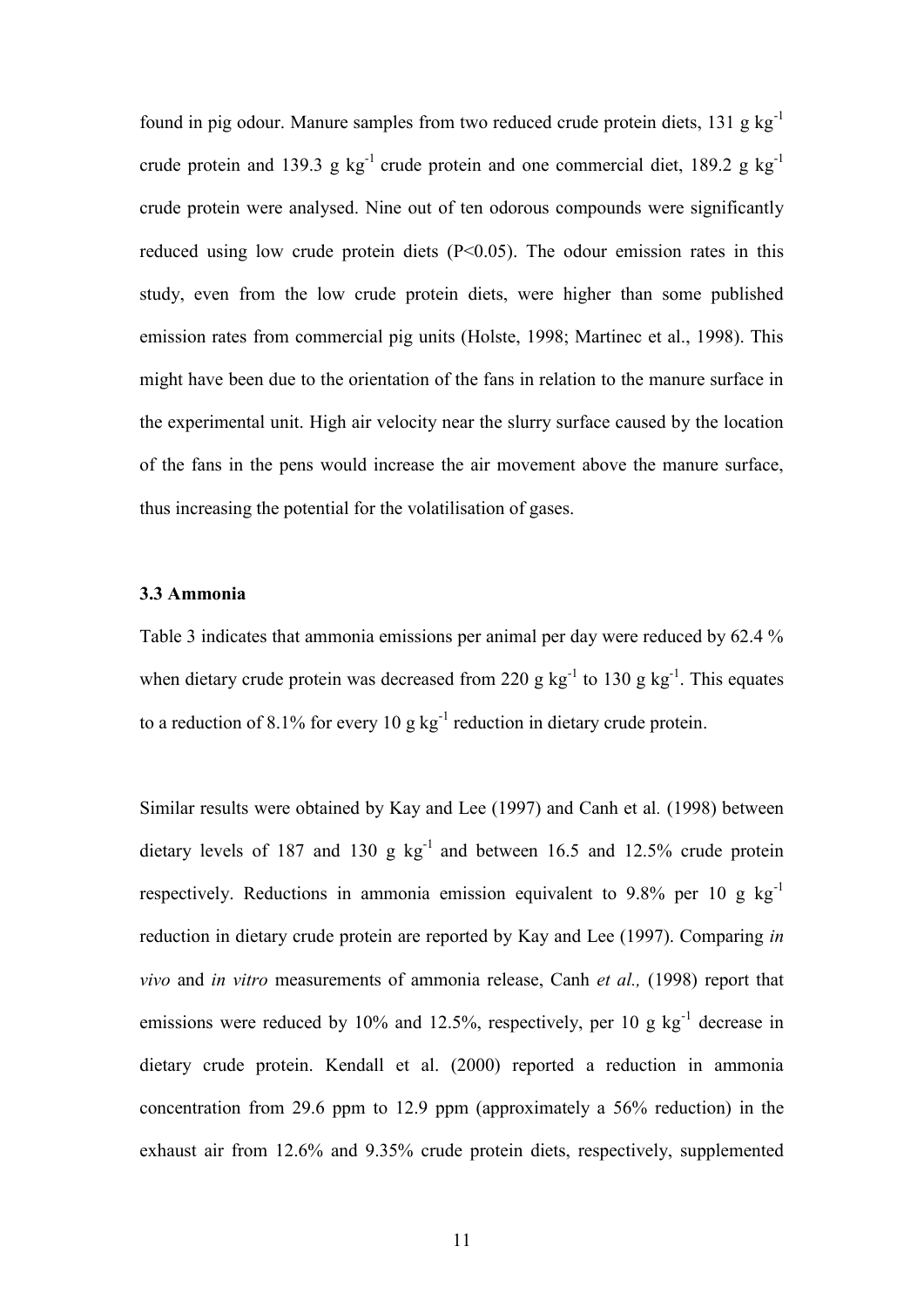found in pig odour. Manure samples from two reduced crude protein diets, 131 g $kg^{-1}$ crude protein and 139.3 g $kg^{-1}$ crude protein and one commercial diet, 189.2 g $kg^{-1}$ crude protein were analysed. Nine out of ten odorous compounds were significantly reduced using low crude protein diets ($P<0.05$). The odour emission rates in this study, even from the low crude protein diets, were higher than some published emission rates from commercial pig units (Holste, 1998; Martinec et al., 1998). This might have been due to the orientation of the fans in relation to the manure surface in the experimental unit. High air velocity near the slurry surface caused by the location of the fans in the pens would increase the air movement above the manure surface, thus increasing the potential for the volatilisation of gases.

### 3.3 Ammonia

Table 3 indicates that ammonia emissions per animal per day were reduced by 62.4 % when dietary crude protein was decreased from 220 g $kg^{-1}$ to 130 g $kg^{-1}$. This equates to a reduction of 8.1% for every 10 g $kg^{-1}$ reduction in dietary crude protein.

Similar results were obtained by Kay and Lee (1997) and Canh et al. (1998) between dietary levels of 187 and 130 g $kg^{-1}$ and between 16.5 and 12.5% crude protein respectively. Reductions in ammonia emission equivalent to 9.8% per 10 g $kg^{-1}$ reduction in dietary crude protein are reported by Kay and Lee (1997). Comparing *in vivo* and *in vitro* measurements of ammonia release, Canh *et al.,* (1998) report that emissions were reduced by 10% and 12.5%, respectively, per 10 g $kg^{-1}$ decrease in dietary crude protein. Kendall et al. (2000) reported a reduction in ammonia concentration from 29.6 ppm to 12.9 ppm (approximately a 56% reduction) in the exhaust air from 12.6% and 9.35% crude protein diets, respectively, supplemented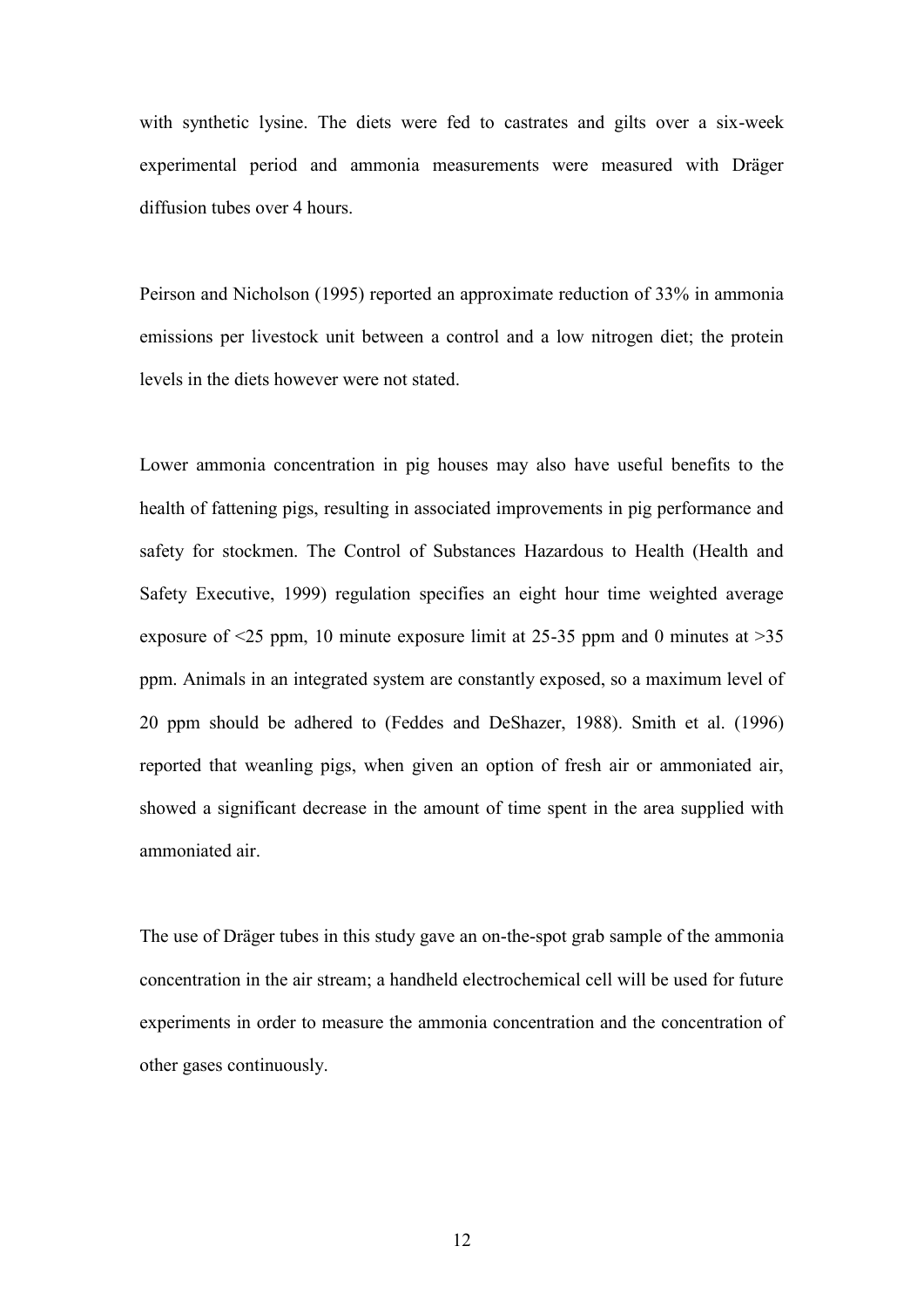with synthetic lysine. The diets were fed to castrates and gilts over a six-week experimental period and ammonia measurements were measured with Dräger diffusion tubes over 4 hours.

Peirson and Nicholson (1995) reported an approximate reduction of 33% in ammonia emissions per livestock unit between a control and a low nitrogen diet; the protein levels in the diets however were not stated.

Lower ammonia concentration in pig houses may also have useful benefits to the health of fattening pigs, resulting in associated improvements in pig performance and safety for stockmen. The Control of Substances Hazardous to Health (Health and Safety Executive, 1999) regulation specifies an eight hour time weighted average exposure of <25 ppm, 10 minute exposure limit at 25-35 ppm and 0 minutes at >35 ppm. Animals in an integrated system are constantly exposed, so a maximum level of 20 ppm should be adhered to (Feddes and DeShazer, 1988). Smith et al. (1996) reported that weanling pigs, when given an option of fresh air or ammoniated air, showed a significant decrease in the amount of time spent in the area supplied with ammoniated air.

The use of Dräger tubes in this study gave an on-the-spot grab sample of the ammonia concentration in the air stream; a handheld electrochemical cell will be used for future experiments in order to measure the ammonia concentration and the concentration of other gases continuously.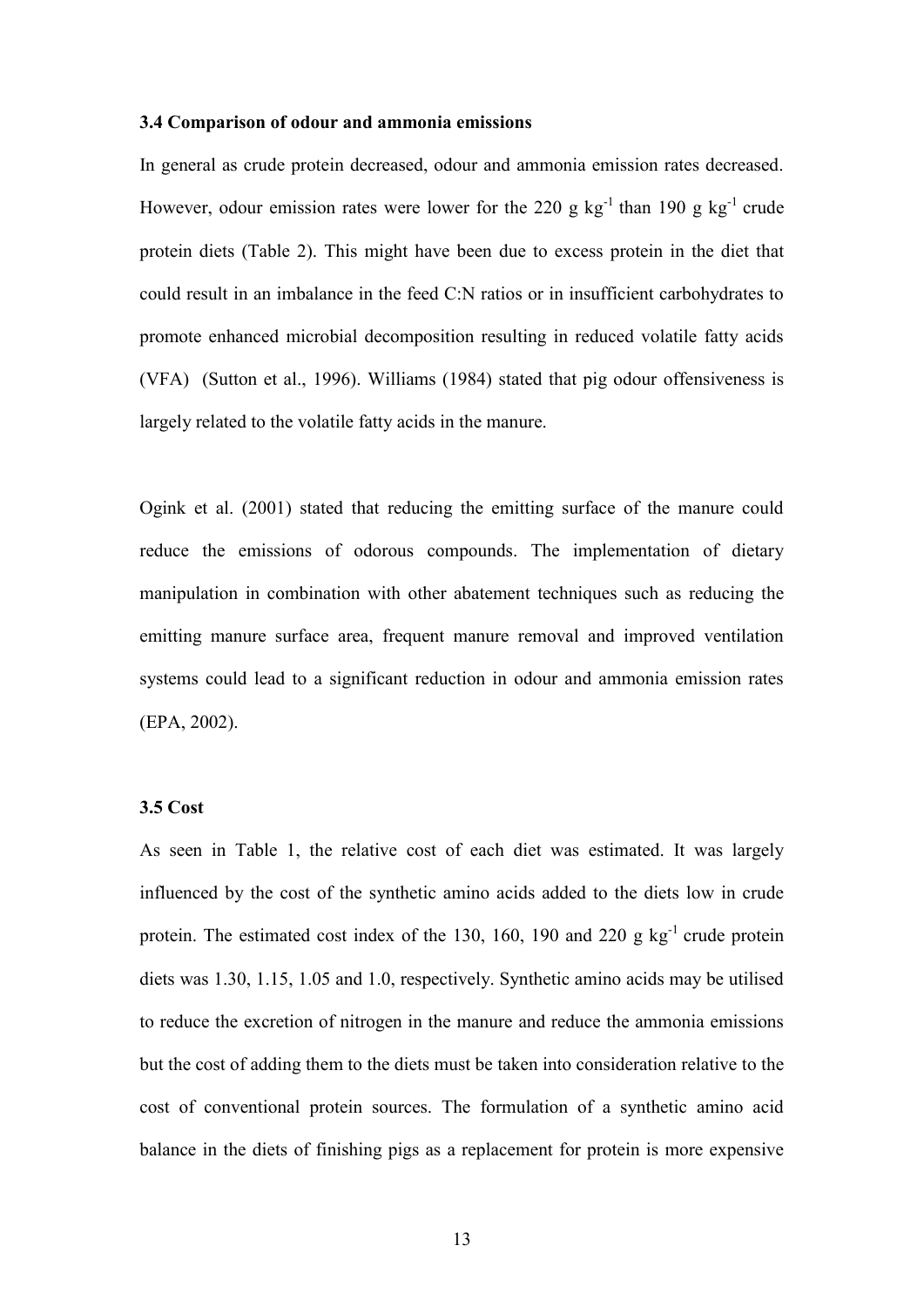### 3.4 Comparison of odour and ammonia emissions

In general as crude protein decreased, odour and ammonia emission rates decreased. However, odour emission rates were lower for the 220 g $kg^{-1}$ than 190 g $kg^{-1}$ crude protein diets (Table 2). This might have been due to excess protein in the diet that could result in an imbalance in the feed C:N ratios or in insufficient carbohydrates to promote enhanced microbial decomposition resulting in reduced volatile fatty acids (VFA) (Sutton et al., 1996). Williams (1984) stated that pig odour offensiveness is largely related to the volatile fatty acids in the manure.

Ogink et al. (2001) stated that reducing the emitting surface of the manure could reduce the emissions of odorous compounds. The implementation of dietary manipulation in combination with other abatement techniques such as reducing the emitting manure surface area, frequent manure removal and improved ventilation systems could lead to a significant reduction in odour and ammonia emission rates (EPA, 2002).

### 3.5 Cost

As seen in Table 1, the relative cost of each diet was estimated. It was largely influenced by the cost of the synthetic amino acids added to the diets low in crude protein. The estimated cost index of the 130, 160, 190 and 220 g $kg^{-1}$ crude protein diets was 1.30, 1.15, 1.05 and 1.0, respectively. Synthetic amino acids may be utilised to reduce the excretion of nitrogen in the manure and reduce the ammonia emissions but the cost of adding them to the diets must be taken into consideration relative to the cost of conventional protein sources. The formulation of a synthetic amino acid balance in the diets of finishing pigs as a replacement for protein is more expensive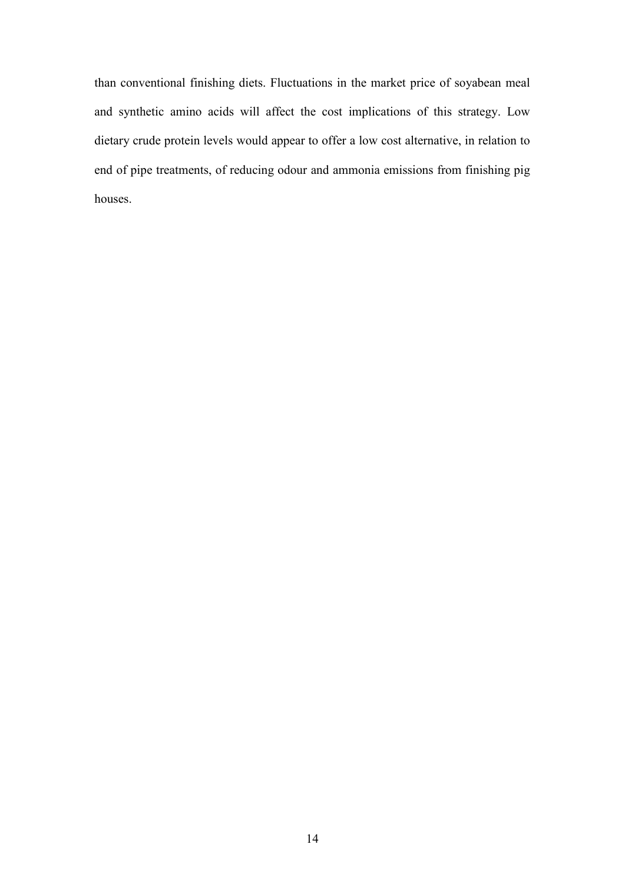than conventional finishing diets. Fluctuations in the market price of soyabean meal and synthetic amino acids will affect the cost implications of this strategy. Low dietary crude protein levels would appear to offer a low cost alternative, in relation to end of pipe treatments, of reducing odour and ammonia emissions from finishing pig houses.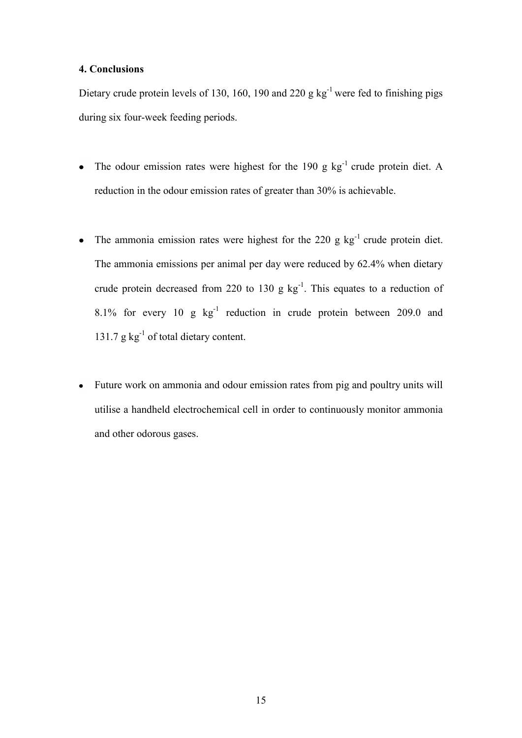## 4. Conclusions

Dietary crude protein levels of 130, 160, 190 and 220 g kg$^{-1}$ were fed to finishing pigs during six four-week feeding periods.

- The odour emission rates were highest for the 190 g kg$^{-1}$ crude protein diet. A reduction in the odour emission rates of greater than 30% is achievable.

- The ammonia emission rates were highest for the 220 g kg$^{-1}$ crude protein diet. The ammonia emissions per animal per day were reduced by 62.4% when dietary crude protein decreased from 220 to 130 g kg$^{-1}$. This equates to a reduction of 8.1% for every 10 g kg$^{-1}$ reduction in crude protein between 209.0 and 131.7 g kg$^{-1}$ of total dietary content.

- Future work on ammonia and odour emission rates from pig and poultry units will utilise a handheld electrochemical cell in order to continuously monitor ammonia and other odorous gases.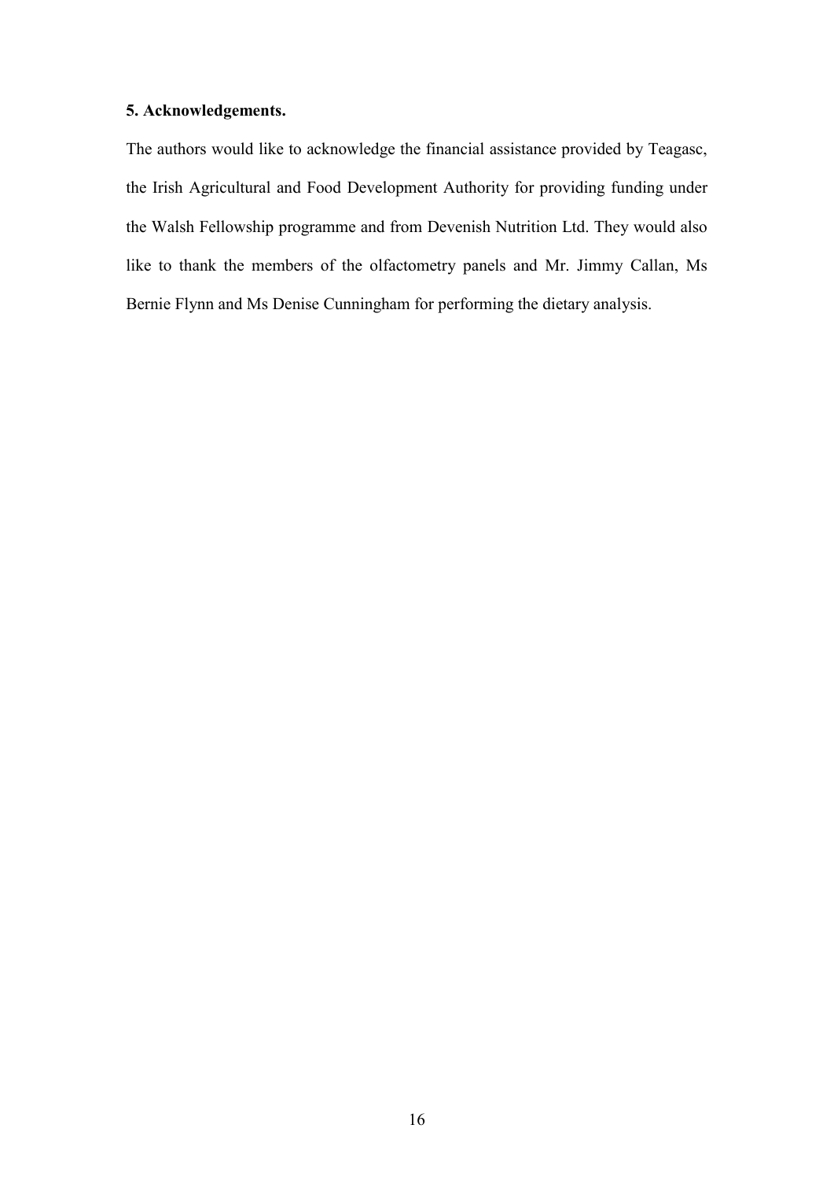**5. Acknowledgements.**

The authors would like to acknowledge the financial assistance provided by Teagasc, the Irish Agricultural and Food Development Authority for providing funding under the Walsh Fellowship programme and from Devenish Nutrition Ltd. They would also like to thank the members of the olfactometry panels and Mr. Jimmy Callan, Ms Bernie Flynn and Ms Denise Cunningham for performing the dietary analysis.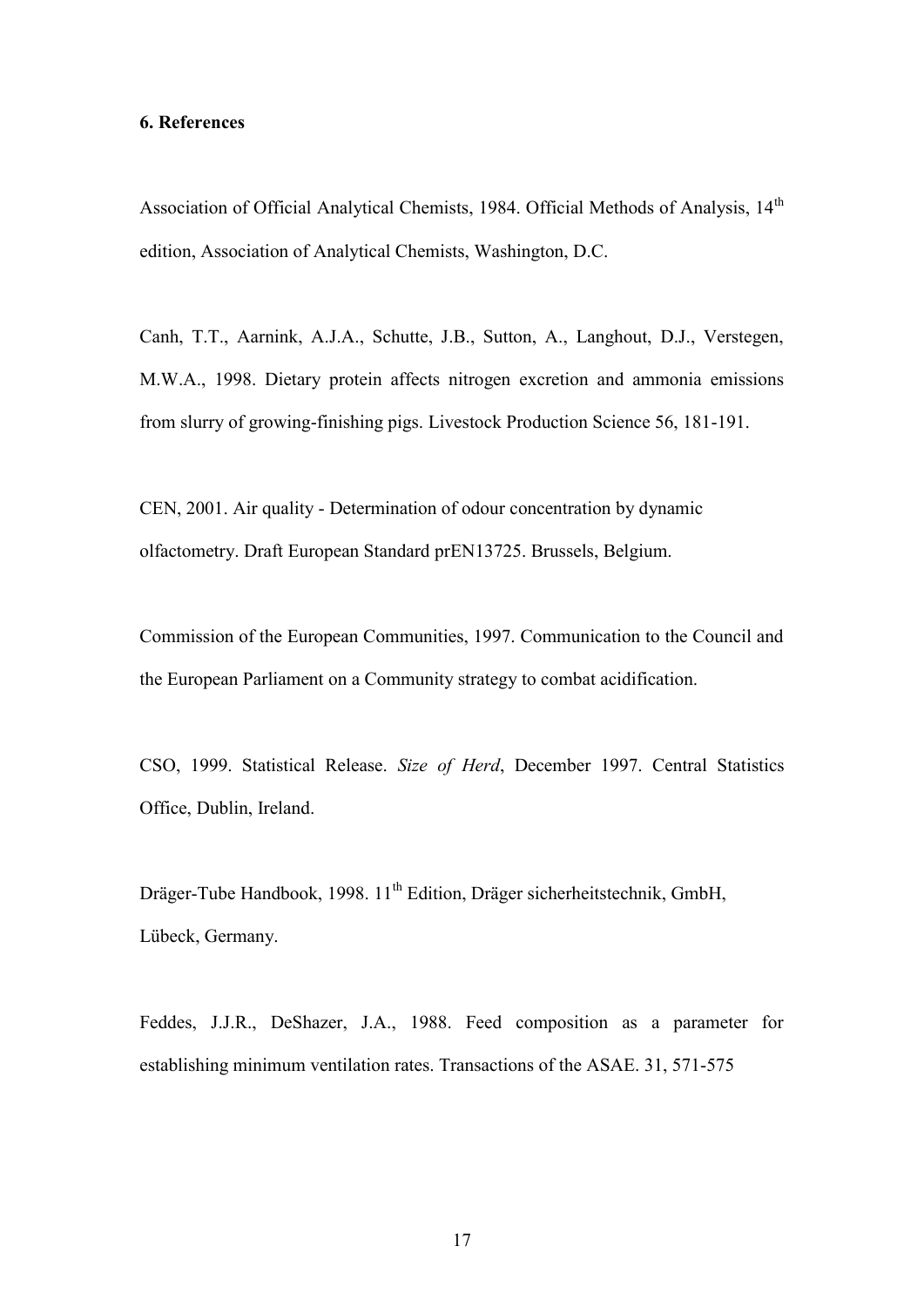**6. References**

Association of Official Analytical Chemists, 1984. Official Methods of Analysis, 14th edition, Association of Analytical Chemists, Washington, D.C.

Canh, T.T., Aarnink, A.J.A., Schutte, J.B., Sutton, A., Langhout, D.J., Verstegen, M.W.A., 1998. Dietary protein affects nitrogen excretion and ammonia emissions from slurry of growing-finishing pigs. Livestock Production Science 56, 181-191.

CEN, 2001. Air quality - Determination of odour concentration by dynamic olfactometry. Draft European Standard prEN13725. Brussels, Belgium.

Commission of the European Communities, 1997. Communication to the Council and the European Parliament on a Community strategy to combat acidification.

CSO, 1999. Statistical Release. *Size of Herd*, December 1997. Central Statistics Office, Dublin, Ireland.

Dräger-Tube Handbook, 1998. 11th Edition, Dräger sicherheitstechnik, GmbH, Lübeck, Germany.

Feddes, J.J.R., DeShazer, J.A., 1988. Feed composition as a parameter for establishing minimum ventilation rates. Transactions of the ASAE. 31, 571-575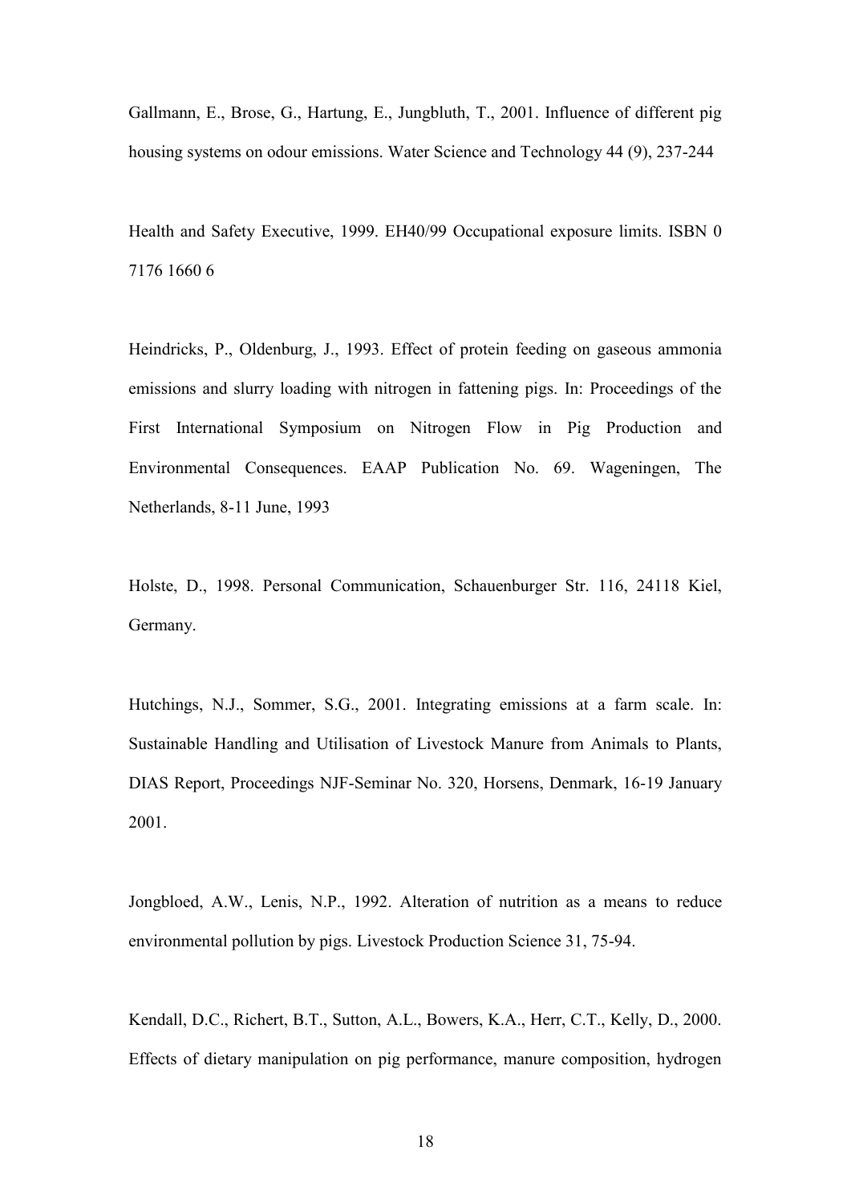Gallmann, E., Brose, G., Hartung, E., Jungbluth, T., 2001. Influence of different pig housing systems on odour emissions. Water Science and Technology 44 (9), 237-244

Health and Safety Executive, 1999. EH40/99 Occupational exposure limits. ISBN 0 7176 1660 6

Heindricks, P., Oldenburg, J., 1993. Effect of protein feeding on gaseous ammonia emissions and slurry loading with nitrogen in fattening pigs. In: Proceedings of the First International Symposium on Nitrogen Flow in Pig Production and Environmental Consequences. EAAP Publication No. 69. Wageningen, The Netherlands, 8-11 June, 1993

Holste, D., 1998. Personal Communication, Schauenburger Str. 116, 24118 Kiel, Germany.

Hutchings, N.J., Sommer, S.G., 2001. Integrating emissions at a farm scale. In: Sustainable Handling and Utilisation of Livestock Manure from Animals to Plants, DIAS Report, Proceedings NJF-Seminar No. 320, Horsens, Denmark, 16-19 January 2001.

Jongbloed, A.W., Lenis, N.P., 1992. Alteration of nutrition as a means to reduce environmental pollution by pigs. Livestock Production Science 31, 75-94.

Kendall, D.C., Richert, B.T., Sutton, A.L., Bowers, K.A., Herr, C.T., Kelly, D., 2000. Effects of dietary manipulation on pig performance, manure composition, hydrogen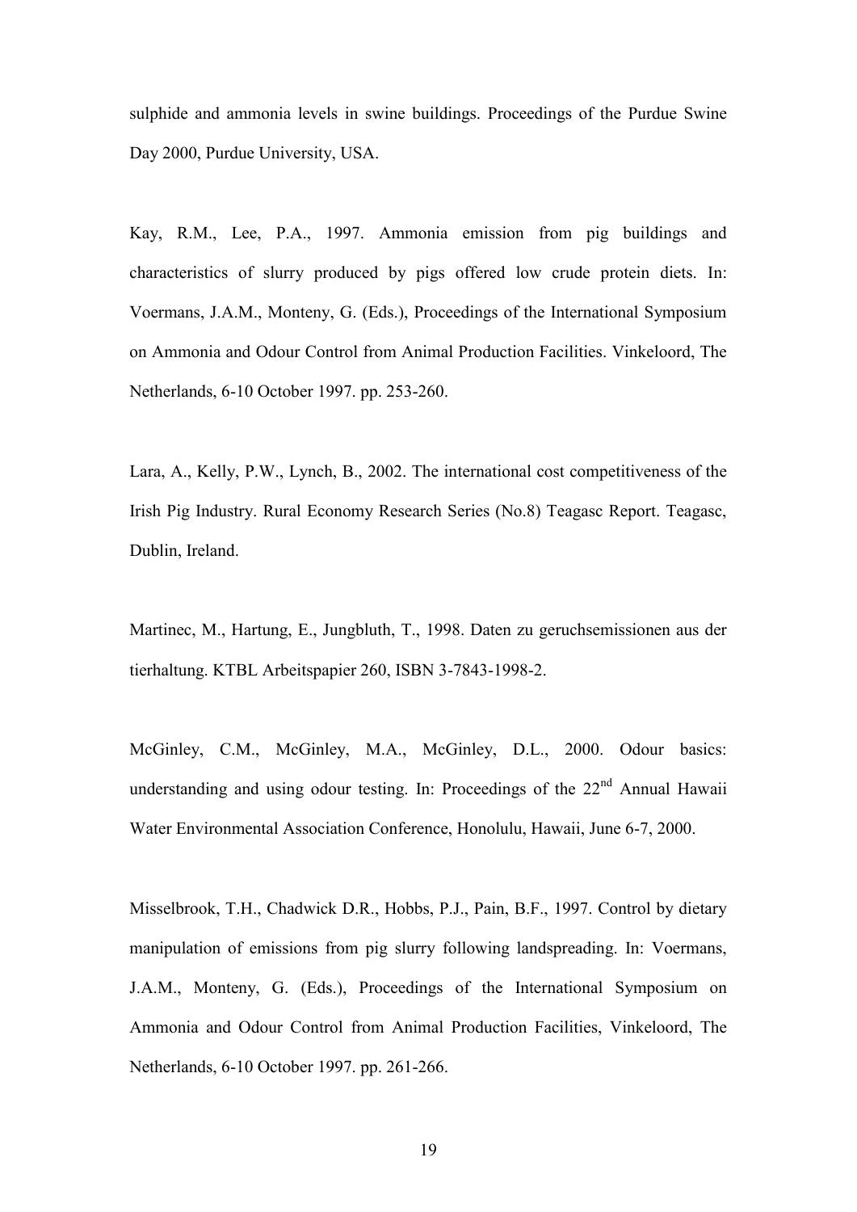sulphide and ammonia levels in swine buildings. Proceedings of the Purdue Swine Day 2000, Purdue University, USA.

Kay, R.M., Lee, P.A., 1997. Ammonia emission from pig buildings and characteristics of slurry produced by pigs offered low crude protein diets. In: Voermans, J.A.M., Monteny, G. (Eds.), Proceedings of the International Symposium on Ammonia and Odour Control from Animal Production Facilities. Vinkeloord, The Netherlands, 6-10 October 1997. pp. 253-260.

Lara, A., Kelly, P.W., Lynch, B., 2002. The international cost competitiveness of the Irish Pig Industry. Rural Economy Research Series (No.8) Teagasc Report. Teagasc, Dublin, Ireland.

Martinec, M., Hartung, E., Jungbluth, T., 1998. Daten zu geruchsemissionen aus der tierhaltung. KTBL Arbeitspapier 260, ISBN 3-7843-1998-2.

McGinley, C.M., McGinley, M.A., McGinley, D.L., 2000. Odour basics: understanding and using odour testing. In: Proceedings of the 22nd Annual Hawaii Water Environmental Association Conference, Honolulu, Hawaii, June 6-7, 2000.

Misselbrook, T.H., Chadwick D.R., Hobbs, P.J., Pain, B.F., 1997. Control by dietary manipulation of emissions from pig slurry following landspreading. In: Voermans, J.A.M., Monteny, G. (Eds.), Proceedings of the International Symposium on Ammonia and Odour Control from Animal Production Facilities, Vinkeloord, The Netherlands, 6-10 October 1997. pp. 261-266.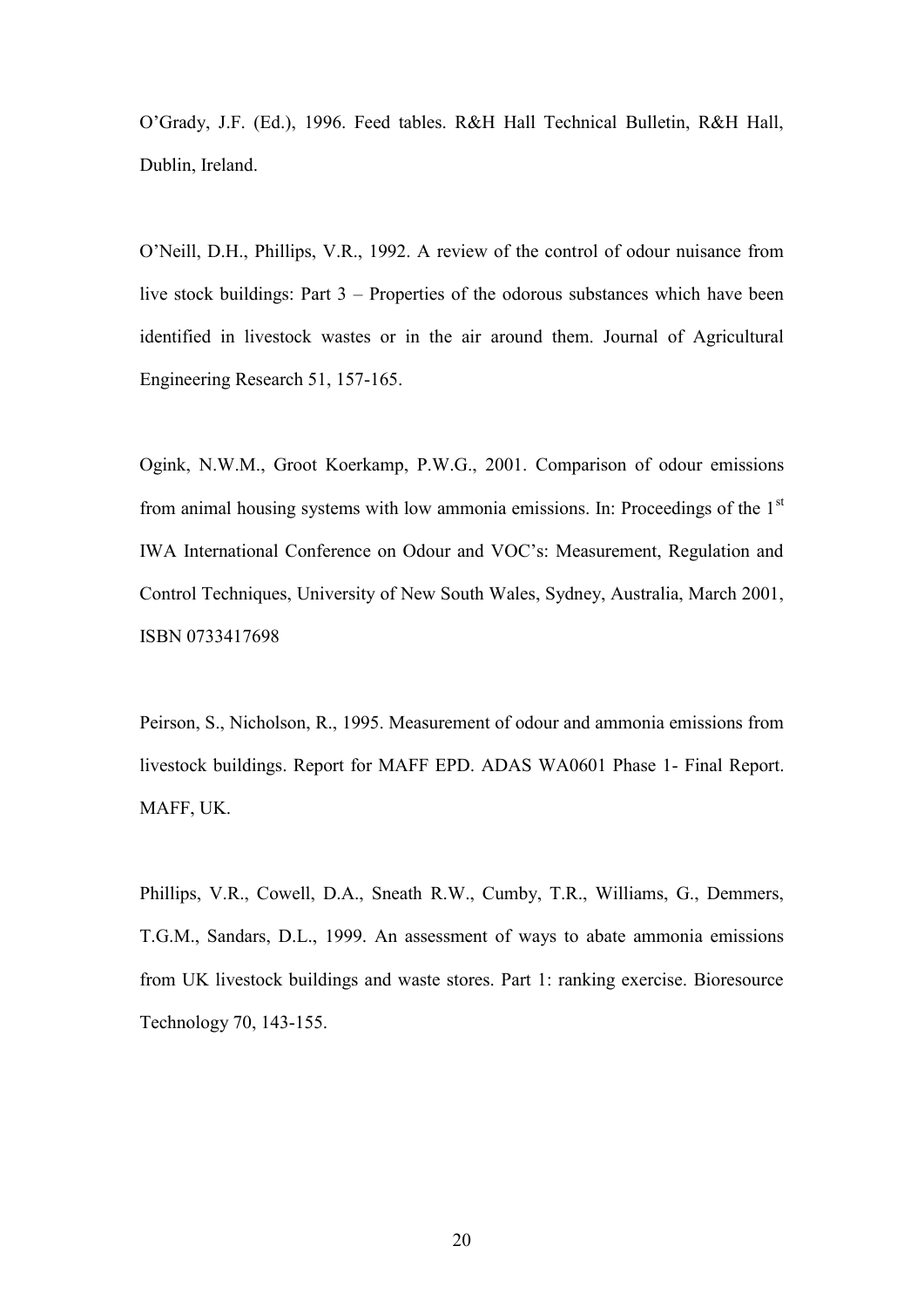O'Grady, J.F. (Ed.), 1996. Feed tables. R&H Hall Technical Bulletin, R&H Hall, Dublin, Ireland.

O'Neill, D.H., Phillips, V.R., 1992. A review of the control of odour nuisance from live stock buildings: Part 3 – Properties of the odorous substances which have been identified in livestock wastes or in the air around them. Journal of Agricultural Engineering Research 51, 157-165.

Ogink, N.W.M., Groot Koerkamp, P.W.G., 2001. Comparison of odour emissions from animal housing systems with low ammonia emissions. In: Proceedings of the 1st IWA International Conference on Odour and VOC's: Measurement, Regulation and Control Techniques, University of New South Wales, Sydney, Australia, March 2001, ISBN 0733417698

Peirson, S., Nicholson, R., 1995. Measurement of odour and ammonia emissions from livestock buildings. Report for MAFF EPD. ADAS WA0601 Phase 1- Final Report. MAFF, UK.

Phillips, V.R., Cowell, D.A., Sneath R.W., Cumby, T.R., Williams, G., Demmers, T.G.M., Sandars, D.L., 1999. An assessment of ways to abate ammonia emissions from UK livestock buildings and waste stores. Part 1: ranking exercise. Bioresource Technology 70, 143-155.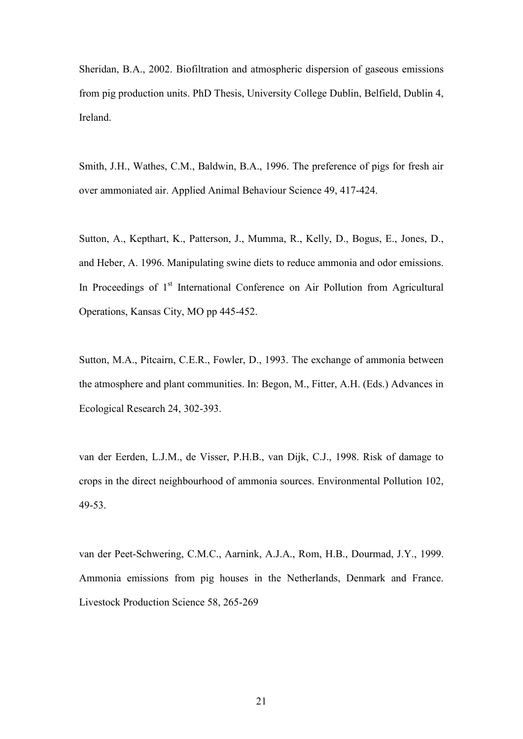Sheridan, B.A., 2002. Biofiltration and atmospheric dispersion of gaseous emissions from pig production units. PhD Thesis, University College Dublin, Belfield, Dublin 4, Ireland.

Smith, J.H., Wathes, C.M., Baldwin, B.A., 1996. The preference of pigs for fresh air over ammoniated air. Applied Animal Behaviour Science 49, 417-424.

Sutton, A., Kepthart, K., Patterson, J., Mumma, R., Kelly, D., Bogus, E., Jones, D., and Heber, A. 1996. Manipulating swine diets to reduce ammonia and odor emissions. In Proceedings of 1st International Conference on Air Pollution from Agricultural Operations, Kansas City, MO pp 445-452.

Sutton, M.A., Pitcairn, C.E.R., Fowler, D., 1993. The exchange of ammonia between the atmosphere and plant communities. In: Begon, M., Fitter, A.H. (Eds.) Advances in Ecological Research 24, 302-393.

van der Eerden, L.J.M., de Visser, P.H.B., van Dijk, C.J., 1998. Risk of damage to crops in the direct neighbourhood of ammonia sources. Environmental Pollution 102, 49-53.

van der Peet-Schwering, C.M.C., Aarnink, A.J.A., Rom, H.B., Dourmad, J.Y., 1999. Ammonia emissions from pig houses in the Netherlands, Denmark and France. Livestock Production Science 58, 265-269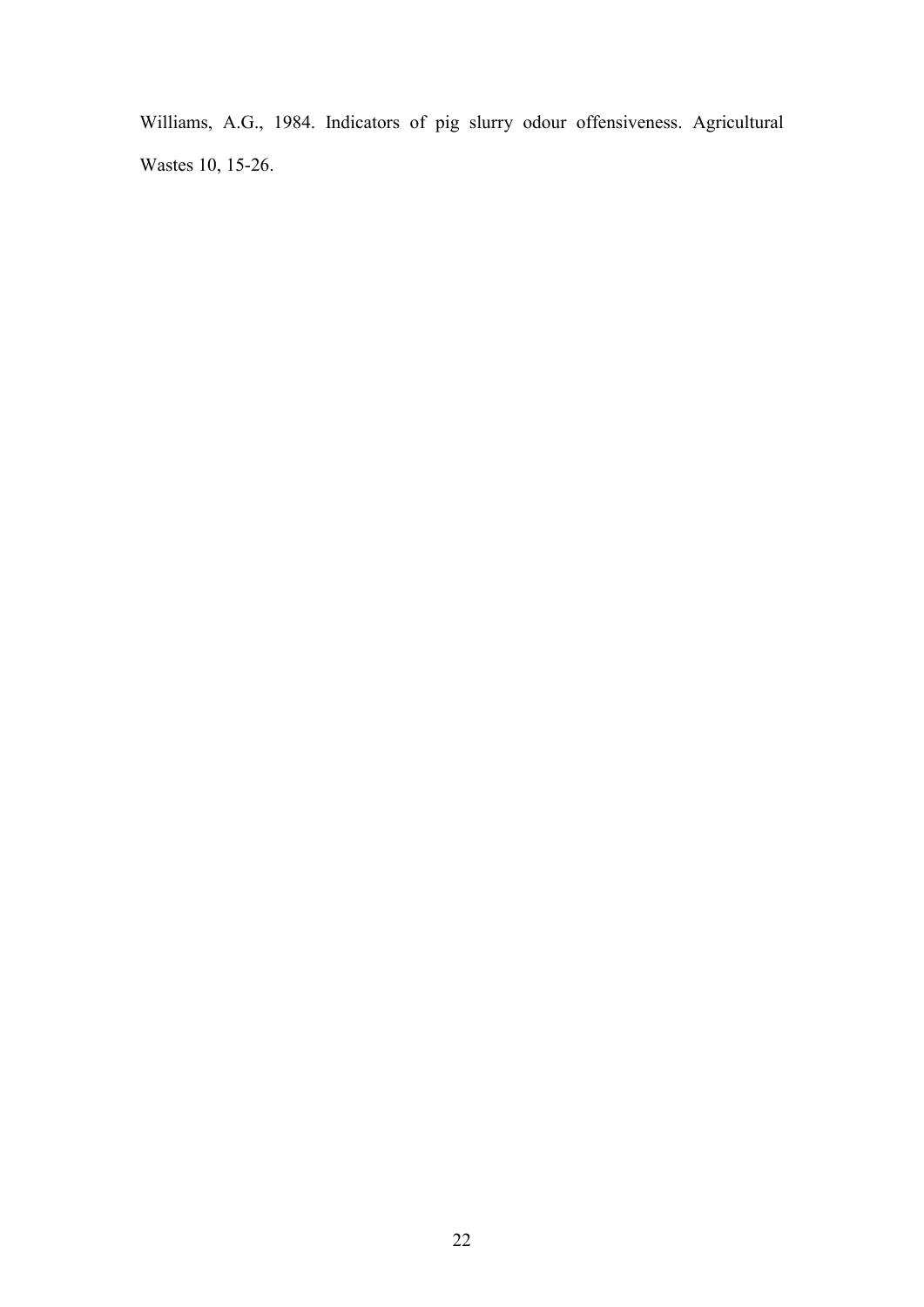Williams, A.G., 1984. Indicators of pig slurry odour offensiveness. Agricultural Wastes 10, 15-26.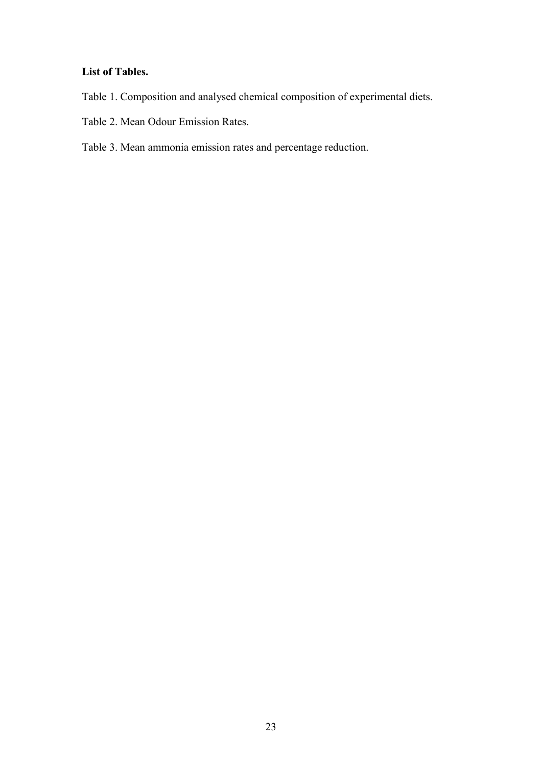**List of Tables.**

Table 1. Composition and analysed chemical composition of experimental diets.

Table 2. Mean Odour Emission Rates.

Table 3. Mean ammonia emission rates and percentage reduction.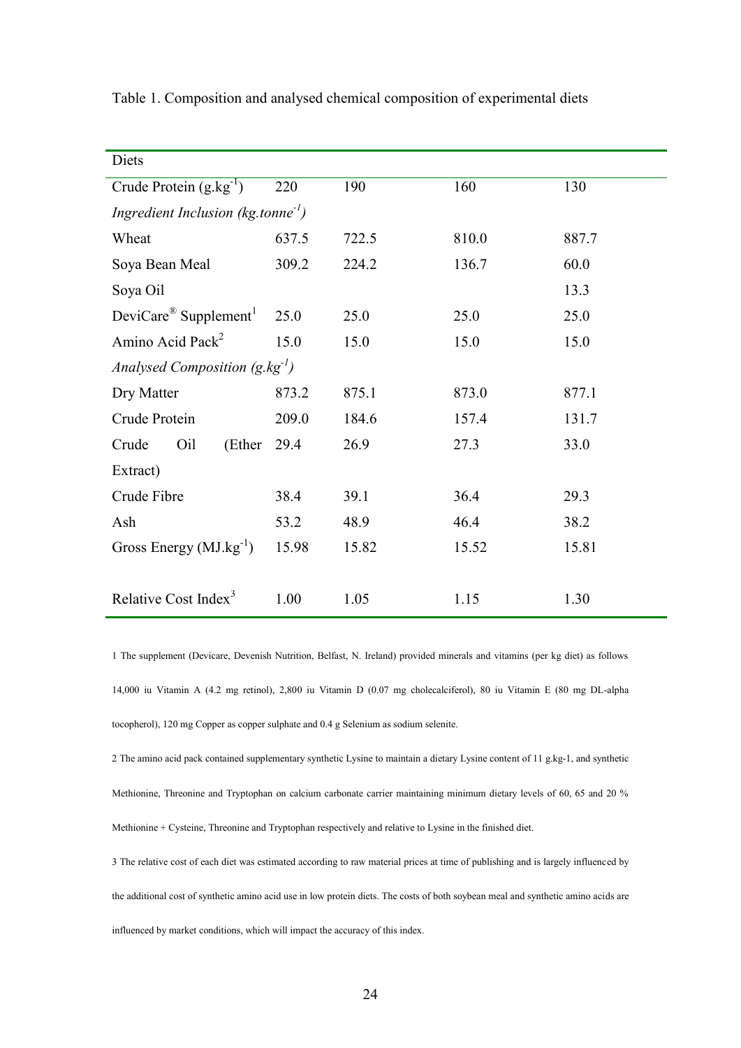Table 1. Composition and analysed chemical composition of experimental diets

| Diets | | | | |
|---|---|---|---|---|
| Crude Protein ($g.kg^{-1}$) | 220 | 190 | 160 | 130 |
| *Ingredient Inclusion ($kg.tonne^{-1}$)* | | | | |
| Wheat | 637.5 | 722.5 | 810.0 | 887.7 |
| Soya Bean Meal | 309.2 | 224.2 | 136.7 | 60.0 |
| Soya Oil | | | | 13.3 |
| DeviCare® Supplement[1] | 25.0 | 25.0 | 25.0 | 25.0 |
| Amino Acid Pack[2] | 15.0 | 15.0 | 15.0 | 15.0 |
| *Analysed Composition ($g.kg^{-1}$)* | | | | |
| Dry Matter | 873.2 | 875.1 | 873.0 | 877.1 |
| Crude Protein | 209.0 | 184.6 | 157.4 | 131.7 |
| Crude Oil (Ether Extract) | 29.4 | 26.9 | 27.3 | 33.0 |
| Crude Fibre | 38.4 | 39.1 | 36.4 | 29.3 |
| Ash | 53.2 | 48.9 | 46.4 | 38.2 |
| Gross Energy ($MJ.kg^{-1}$) | 15.98 | 15.82 | 15.52 | 15.81 |
| Relative Cost Index[3] | 1.00 | 1.05 | 1.15 | 1.30 |

1 The supplement (Devicare, Devenish Nutrition, Belfast, N. Ireland) provided minerals and vitamins (per kg diet) as follows 14,000 iu Vitamin A (4.2 mg retinol), 2,800 iu Vitamin D (0.07 mg cholecalciferol), 80 iu Vitamin E (80 mg DL-alpha tocopherol), 120 mg Copper as copper sulphate and 0.4 g Selenium as sodium selenite.

2 The amino acid pack contained supplementary synthetic Lysine to maintain a dietary Lysine content of 11 g.kg-1, and synthetic Methionine, Threonine and Tryptophan on calcium carbonate carrier maintaining minimum dietary levels of 60, 65 and 20 % Methionine + Cysteine, Threonine and Tryptophan respectively and relative to Lysine in the finished diet.

3 The relative cost of each diet was estimated according to raw material prices at time of publishing and is largely influenced by the additional cost of synthetic amino acid use in low protein diets. The costs of both soybean meal and synthetic amino acids are influenced by market conditions, which will impact the accuracy of this index.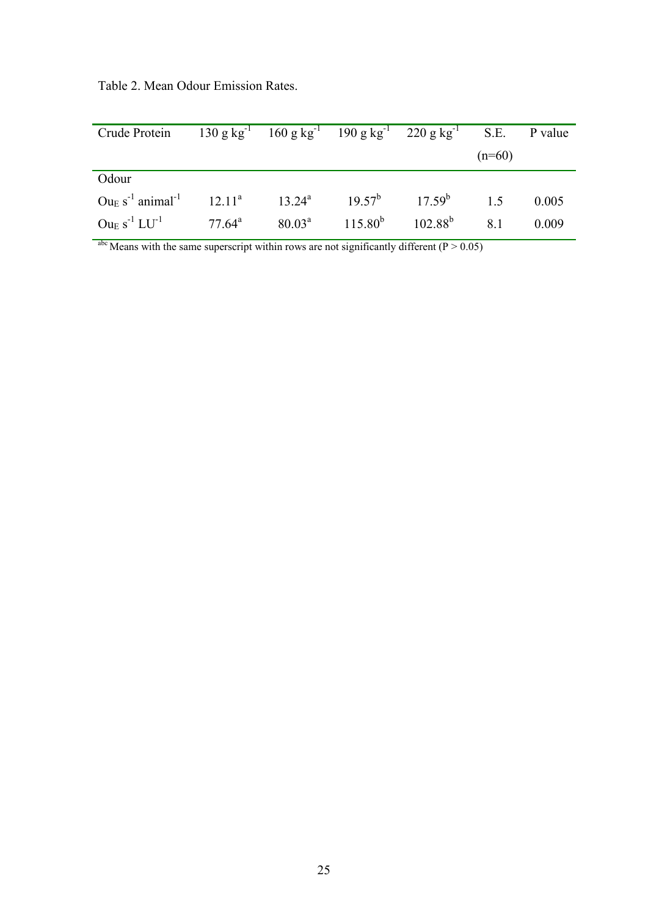Table 2. Mean Odour Emission Rates.

| Crude Protein | 130 g kg$^{-1}$ | 160 g kg$^{-1}$ | 190 g kg$^{-1}$ | 220 g kg$^{-1}$ | S.E. (n=60) | P value |
|---|---|---|---|---|---|---|
| Odour | | | | | | |
| $Ou_E$ s$^{-1}$ animal$^{-1}$ | 12.11$^a$ | 13.24$^a$ | 19.57$^b$ | 17.59$^b$ | 1.5 | 0.005 |
| $Ou_E$ s$^{-1}$ LU$^{-1}$ | 77.64$^a$ | 80.03$^a$ | 115.80$^b$ | 102.88$^b$ | 8.1 | 0.009 |

$^{abc}$ Means with the same superscript within rows are not significantly different ($P > 0.05$)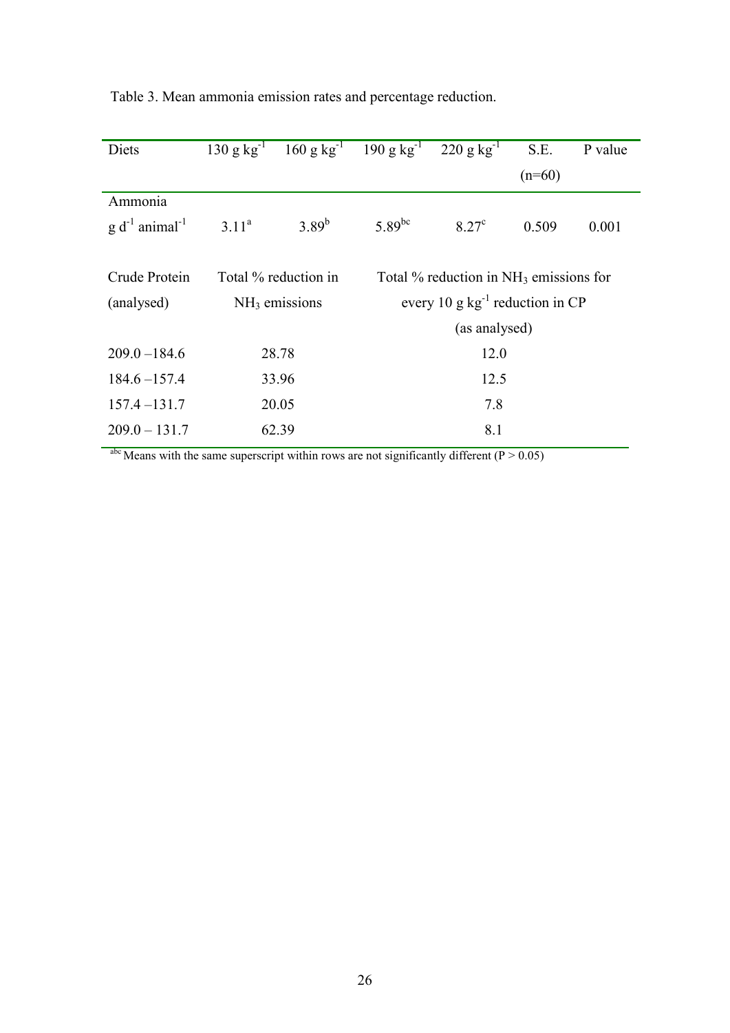Table 3. Mean ammonia emission rates and percentage reduction.

| Diets | 130 g $kg^{-1}$ | 160 g $kg^{-1}$ | 190 g $kg^{-1}$ | 220 g $kg^{-1}$ | S.E. (n=60) | P value |
|---|---|---|---|---|---|---|
| Ammonia g $d^{-1}$ $animal^{-1}$ | 3.11[a] | 3.89[b] | 5.89[bc] | 8.27[c] | 0.509 | 0.001 |

| Crude Protein (analysed) | Total % reduction in $NH_3$ emissions | Total % reduction in $NH_3$ emissions for every 10 g $kg^{-1}$ reduction in CP (as analysed) |
|---|---|---|
| 209.0 –184.6 | 28.78 | 12.0 |
| 184.6 –157.4 | 33.96 | 12.5 |
| 157.4 –131.7 | 20.05 | 7.8 |
| 209.0 – 131.7 | 62.39 | 8.1 |

[abc] Means with the same superscript within rows are not significantly different ($P > 0.05$)